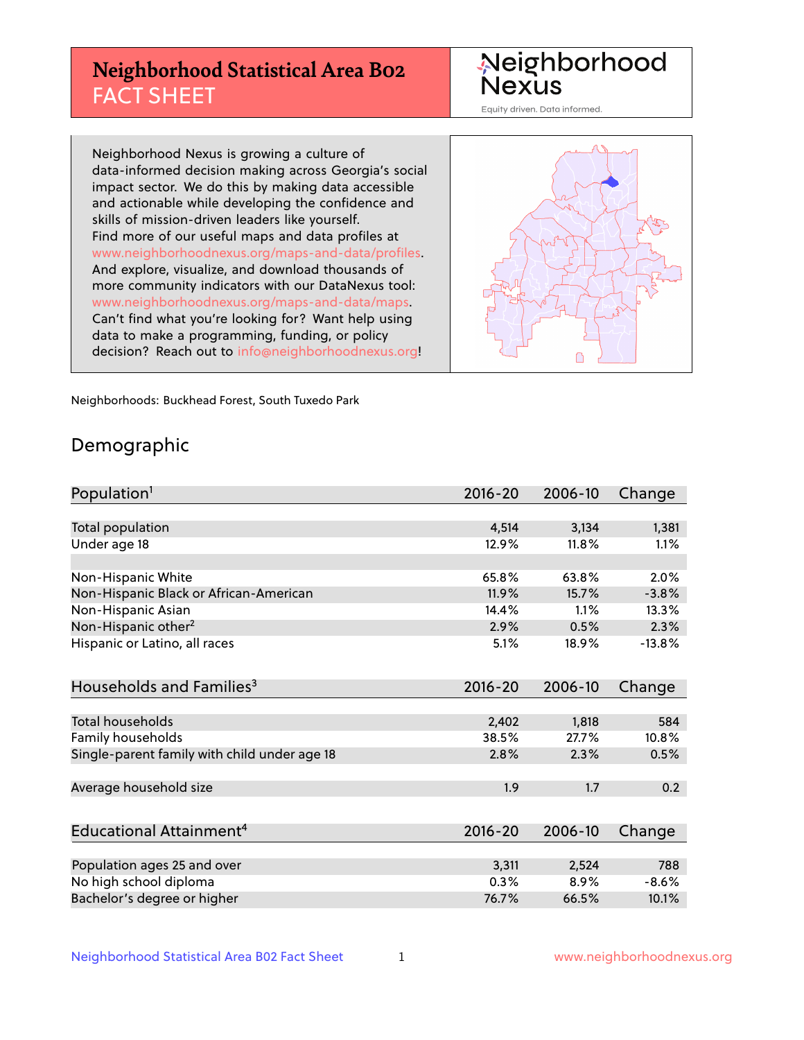# Neighborhood Statistical Area B02 FACT SHEET

Neighborhood Nexus

Equity driven. Data informed.

Neighborhood Nexus is growing a culture of data-informed decision making across Georgia's social impact sector. We do this by making data accessible and actionable while developing the confidence and skills of mission-driven leaders like yourself. Find more of our useful maps and data profiles at www.neighborhoodnexus.org/maps-and-data/profiles. And explore, visualize, and download thousands of more community indicators with our DataNexus tool: www.neighborhoodnexus.org/maps-and-data/maps. Can't find what you're looking for? Want help using data to make a programming, funding, or policy decision? Reach out to info@neighborhoodnexus.org!

Neighborhoods: Buckhead Forest, South Tuxedo Park

## Demographic

| Population[1] | 2016-20 | 2006-10 | Change |
|---|---|---|---|
| Total population | 4,514 | 3,134 | 1,381 |
| Under age 18 | 12.9% | 11.8% | 1.1% |
| | | | |
| Non-Hispanic White | 65.8% | 63.8% | 2.0% |
| Non-Hispanic Black or African-American | 11.9% | 15.7% | -3.8% |
| Non-Hispanic Asian | 14.4% | 1.1% | 13.3% |
| Non-Hispanic other[2] | 2.9% | 0.5% | 2.3% |
| Hispanic or Latino, all races | 5.1% | 18.9% | -13.8% |

| Households and Families[3] | 2016-20 | 2006-10 | Change |
|---|---|---|---|
| Total households | 2,402 | 1,818 | 584 |
| Family households | 38.5% | 27.7% | 10.8% |
| Single-parent family with child under age 18 | 2.8% | 2.3% | 0.5% |
| | | | |
| Average household size | 1.9 | 1.7 | 0.2 |

| Educational Attainment[4] | 2016-20 | 2006-10 | Change |
|---|---|---|---|
| Population ages 25 and over | 3,311 | 2,524 | 788 |
| No high school diploma | 0.3% | 8.9% | -8.6% |
| Bachelor's degree or higher | 76.7% | 66.5% | 10.1% |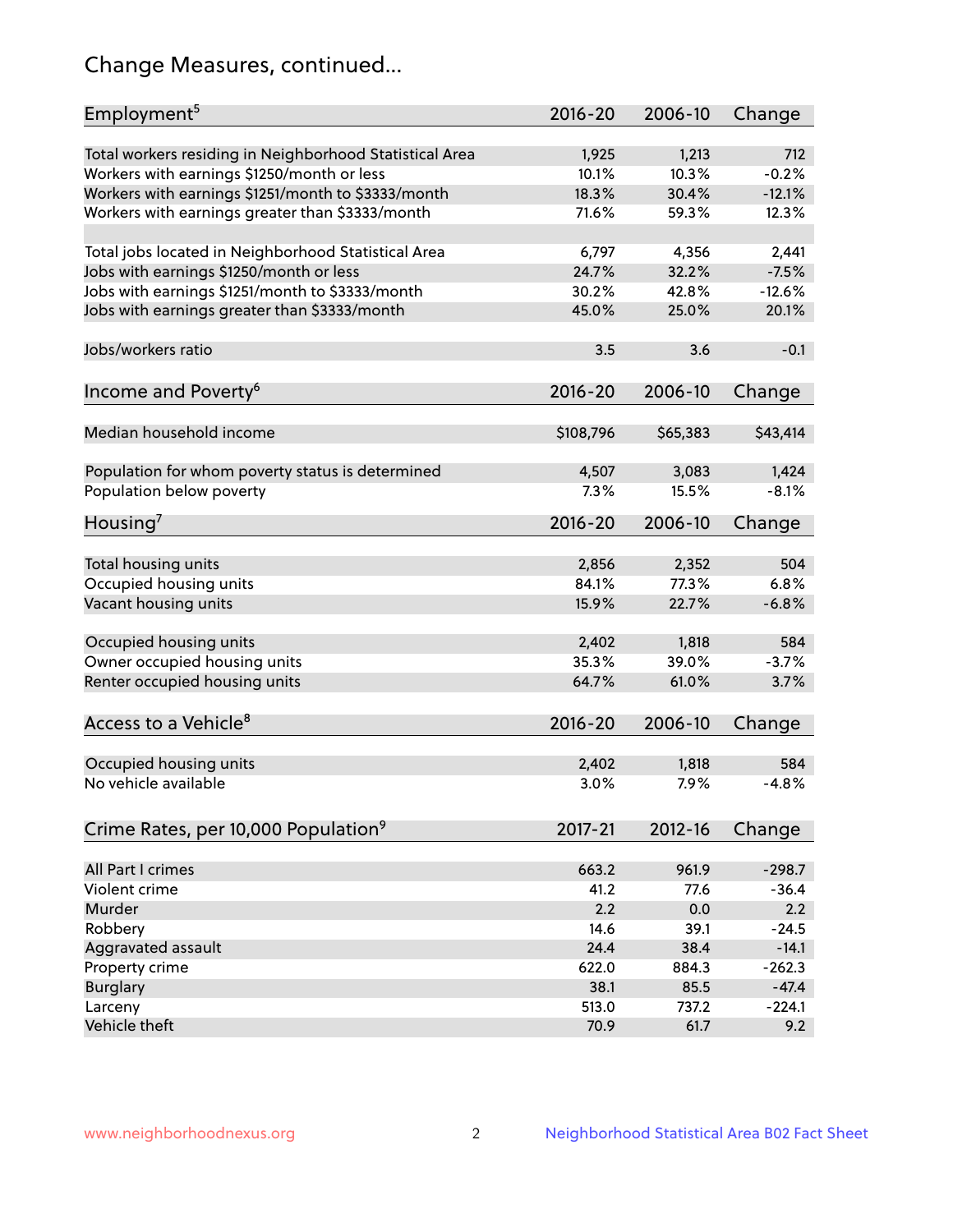# Change Measures, continued...

| Employment[5] | 2016-20 | 2006-10 | Change |
|---|---|---|---|
| Total workers residing in Neighborhood Statistical Area | 1,925 | 1,213 | 712 |
| Workers with earnings $1250/month or less | 10.1% | 10.3% | -0.2% |
| Workers with earnings $1251/month to $3333/month | 18.3% | 30.4% | -12.1% |
| Workers with earnings greater than $3333/month | 71.6% | 59.3% | 12.3% |
| Total jobs located in Neighborhood Statistical Area | 6,797 | 4,356 | 2,441 |
| Jobs with earnings $1250/month or less | 24.7% | 32.2% | -7.5% |
| Jobs with earnings $1251/month to $3333/month | 30.2% | 42.8% | -12.6% |
| Jobs with earnings greater than $3333/month | 45.0% | 25.0% | 20.1% |
| Jobs/workers ratio | 3.5 | 3.6 | -0.1 |

| Income and Poverty[6] | 2016-20 | 2006-10 | Change |
|---|---|---|---|
| Median household income | $108,796 | $65,383 | $43,414 |
| Population for whom poverty status is determined | 4,507 | 3,083 | 1,424 |
| Population below poverty | 7.3% | 15.5% | -8.1% |

| Housing[7] | 2016-20 | 2006-10 | Change |
|---|---|---|---|
| Total housing units | 2,856 | 2,352 | 504 |
| Occupied housing units | 84.1% | 77.3% | 6.8% |
| Vacant housing units | 15.9% | 22.7% | -6.8% |
| Occupied housing units | 2,402 | 1,818 | 584 |
| Owner occupied housing units | 35.3% | 39.0% | -3.7% |
| Renter occupied housing units | 64.7% | 61.0% | 3.7% |

| Access to a Vehicle[8] | 2016-20 | 2006-10 | Change |
|---|---|---|---|
| Occupied housing units | 2,402 | 1,818 | 584 |
| No vehicle available | 3.0% | 7.9% | -4.8% |

| Crime Rates, per 10,000 Population[9] | 2017-21 | 2012-16 | Change |
|---|---|---|---|
| All Part I crimes | 663.2 | 961.9 | -298.7 |
| Violent crime | 41.2 | 77.6 | -36.4 |
| Murder | 2.2 | 0.0 | 2.2 |
| Robbery | 14.6 | 39.1 | -24.5 |
| Aggravated assault | 24.4 | 38.4 | -14.1 |
| Property crime | 622.0 | 884.3 | -262.3 |
| Burglary | 38.1 | 85.5 | -47.4 |
| Larceny | 513.0 | 737.2 | -224.1 |
| Vehicle theft | 70.9 | 61.7 | 9.2 |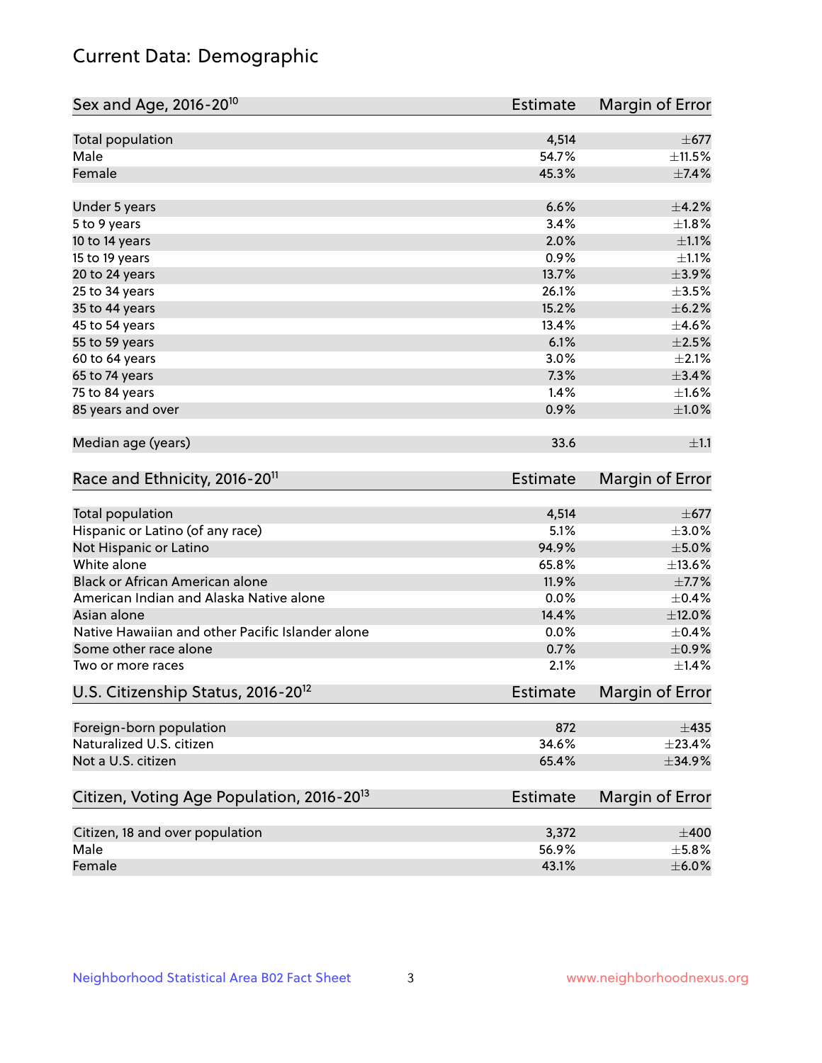# Current Data: Demographic

| Sex and Age, 2016-20[10] | Estimate | Margin of Error |
|---|---|---|
| Total population | 4,514 | ±677 |
| Male | 54.7% | ±11.5% |
| Female | 45.3% | ±7.4% |
| Under 5 years | 6.6% | ±4.2% |
| 5 to 9 years | 3.4% | ±1.8% |
| 10 to 14 years | 2.0% | ±1.1% |
| 15 to 19 years | 0.9% | ±1.1% |
| 20 to 24 years | 13.7% | ±3.9% |
| 25 to 34 years | 26.1% | ±3.5% |
| 35 to 44 years | 15.2% | ±6.2% |
| 45 to 54 years | 13.4% | ±4.6% |
| 55 to 59 years | 6.1% | ±2.5% |
| 60 to 64 years | 3.0% | ±2.1% |
| 65 to 74 years | 7.3% | ±3.4% |
| 75 to 84 years | 1.4% | ±1.6% |
| 85 years and over | 0.9% | ±1.0% |
| Median age (years) | 33.6 | ±1.1 |

| Race and Ethnicity, 2016-20[11] | Estimate | Margin of Error |
|---|---|---|
| Total population | 4,514 | ±677 |
| Hispanic or Latino (of any race) | 5.1% | ±3.0% |
| Not Hispanic or Latino | 94.9% | ±5.0% |
| White alone | 65.8% | ±13.6% |
| Black or African American alone | 11.9% | ±7.7% |
| American Indian and Alaska Native alone | 0.0% | ±0.4% |
| Asian alone | 14.4% | ±12.0% |
| Native Hawaiian and other Pacific Islander alone | 0.0% | ±0.4% |
| Some other race alone | 0.7% | ±0.9% |
| Two or more races | 2.1% | ±1.4% |

| U.S. Citizenship Status, 2016-20[12] | Estimate | Margin of Error |
|---|---|---|
| Foreign-born population | 872 | ±435 |
| Naturalized U.S. citizen | 34.6% | ±23.4% |
| Not a U.S. citizen | 65.4% | ±34.9% |

| Citizen, Voting Age Population, 2016-20[13] | Estimate | Margin of Error |
|---|---|---|
| Citizen, 18 and over population | 3,372 | ±400 |
| Male | 56.9% | ±5.8% |
| Female | 43.1% | ±6.0% |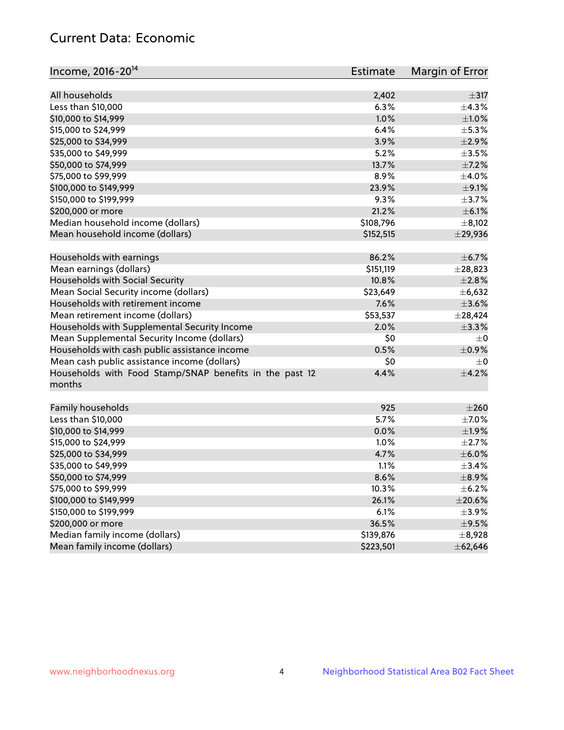## Current Data: Economic

| Income, 2016-20[14] | Estimate | Margin of Error |
| --- | --- | --- |
| All households | 2,402 | ±317 |
| Less than $10,000 | 6.3% | ±4.3% |
| $10,000 to $14,999 | 1.0% | ±1.0% |
| $15,000 to $24,999 | 6.4% | ±5.3% |
| $25,000 to $34,999 | 3.9% | ±2.9% |
| $35,000 to $49,999 | 5.2% | ±3.5% |
| $50,000 to $74,999 | 13.7% | ±7.2% |
| $75,000 to $99,999 | 8.9% | ±4.0% |
| $100,000 to $149,999 | 23.9% | ±9.1% |
| $150,000 to $199,999 | 9.3% | ±3.7% |
| $200,000 or more | 21.2% | ±6.1% |
| Median household income (dollars) | $108,796 | ±8,102 |
| Mean household income (dollars) | $152,515 | ±29,936 |
| Households with earnings | 86.2% | ±6.7% |
| Mean earnings (dollars) | $151,119 | ±28,823 |
| Households with Social Security | 10.8% | ±2.8% |
| Mean Social Security income (dollars) | $23,649 | ±6,632 |
| Households with retirement income | 7.6% | ±3.6% |
| Mean retirement income (dollars) | $53,537 | ±28,424 |
| Households with Supplemental Security Income | 2.0% | ±3.3% |
| Mean Supplemental Security Income (dollars) | $0 | ±0 |
| Households with cash public assistance income | 0.5% | ±0.9% |
| Mean cash public assistance income (dollars) | $0 | ±0 |
| Households with Food Stamp/SNAP benefits in the past 12 months | 4.4% | ±4.2% |
| Family households | 925 | ±260 |
| Less than $10,000 | 5.7% | ±7.0% |
| $10,000 to $14,999 | 0.0% | ±1.9% |
| $15,000 to $24,999 | 1.0% | ±2.7% |
| $25,000 to $34,999 | 4.7% | ±6.0% |
| $35,000 to $49,999 | 1.1% | ±3.4% |
| $50,000 to $74,999 | 8.6% | ±8.9% |
| $75,000 to $99,999 | 10.3% | ±6.2% |
| $100,000 to $149,999 | 26.1% | ±20.6% |
| $150,000 to $199,999 | 6.1% | ±3.9% |
| $200,000 or more | 36.5% | ±9.5% |
| Median family income (dollars) | $139,876 | ±8,928 |
| Mean family income (dollars) | $223,501 | ±62,646 |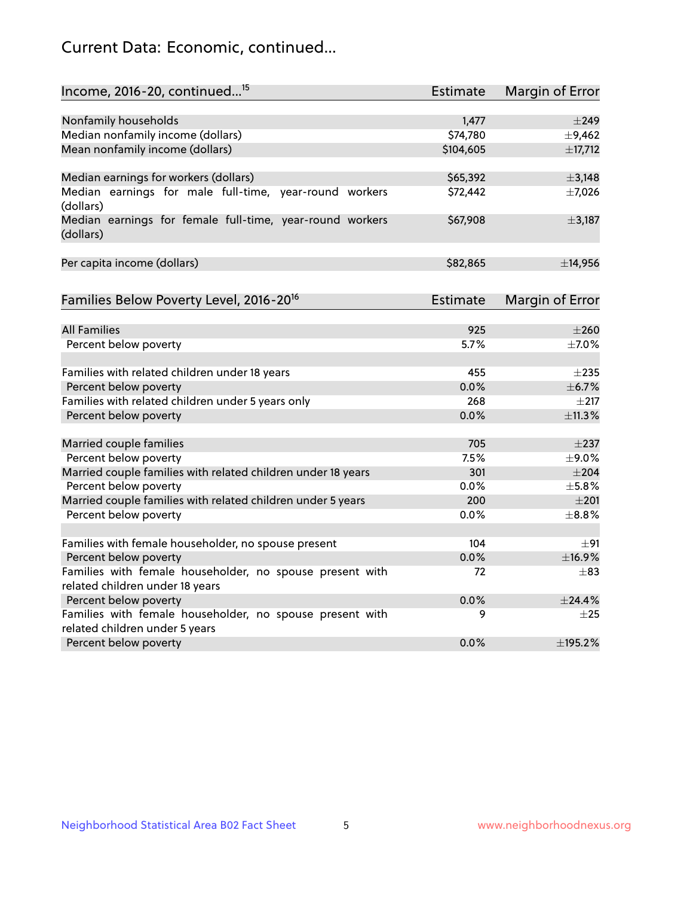# Current Data: Economic, continued...

| Income, 2016-20, continued...[15] | Estimate | Margin of Error |
|---|---|---|
| Nonfamily households | 1,477 | ±249 |
| Median nonfamily income (dollars) | $74,780 | ±9,462 |
| Mean nonfamily income (dollars) | $104,605 | ±17,712 |
| | | |
| Median earnings for workers (dollars) | $65,392 | ±3,148 |
| Median earnings for male full-time, year-round workers (dollars) | $72,442 | ±7,026 |
| Median earnings for female full-time, year-round workers (dollars) | $67,908 | ±3,187 |
| | | |
| Per capita income (dollars) | $82,865 | ±14,956 |

| Families Below Poverty Level, 2016-20[16] | Estimate | Margin of Error |
|---|---|---|
| All Families | 925 | ±260 |
| Percent below poverty | 5.7% | ±7.0% |
| | | |
| Families with related children under 18 years | 455 | ±235 |
| Percent below poverty | 0.0% | ±6.7% |
| Families with related children under 5 years only | 268 | ±217 |
| Percent below poverty | 0.0% | ±11.3% |
| | | |
| Married couple families | 705 | ±237 |
| Percent below poverty | 7.5% | ±9.0% |
| Married couple families with related children under 18 years | 301 | ±204 |
| Percent below poverty | 0.0% | ±5.8% |
| Married couple families with related children under 5 years | 200 | ±201 |
| Percent below poverty | 0.0% | ±8.8% |
| | | |
| Families with female householder, no spouse present | 104 | ±91 |
| Percent below poverty | 0.0% | ±16.9% |
| Families with female householder, no spouse present with related children under 18 years | 72 | ±83 |
| Percent below poverty | 0.0% | ±24.4% |
| Families with female householder, no spouse present with related children under 5 years | 9 | ±25 |
| Percent below poverty | 0.0% | ±195.2% |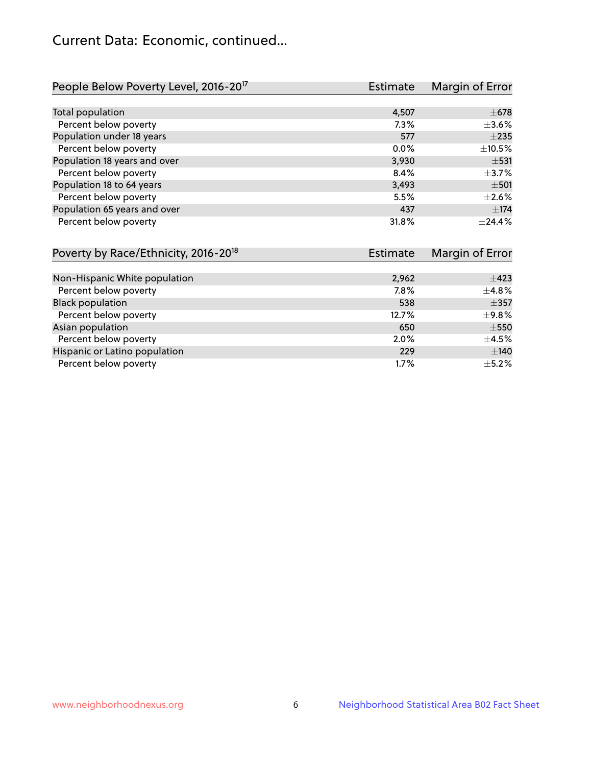## Current Data: Economic, continued...

| People Below Poverty Level, 2016-20[17] | Estimate | Margin of Error |
|---|---|---|
| Total population | 4,507 | ±678 |
| Percent below poverty | 7.3% | ±3.6% |
| Population under 18 years | 577 | ±235 |
| Percent below poverty | 0.0% | ±10.5% |
| Population 18 years and over | 3,930 | ±531 |
| Percent below poverty | 8.4% | ±3.7% |
| Population 18 to 64 years | 3,493 | ±501 |
| Percent below poverty | 5.5% | ±2.6% |
| Population 65 years and over | 437 | ±174 |
| Percent below poverty | 31.8% | ±24.4% |

| Poverty by Race/Ethnicity, 2016-20[18] | Estimate | Margin of Error |
|---|---|---|
| Non-Hispanic White population | 2,962 | ±423 |
| Percent below poverty | 7.8% | ±4.8% |
| Black population | 538 | ±357 |
| Percent below poverty | 12.7% | ±9.8% |
| Asian population | 650 | ±550 |
| Percent below poverty | 2.0% | ±4.5% |
| Hispanic or Latino population | 229 | ±140 |
| Percent below poverty | 1.7% | ±5.2% |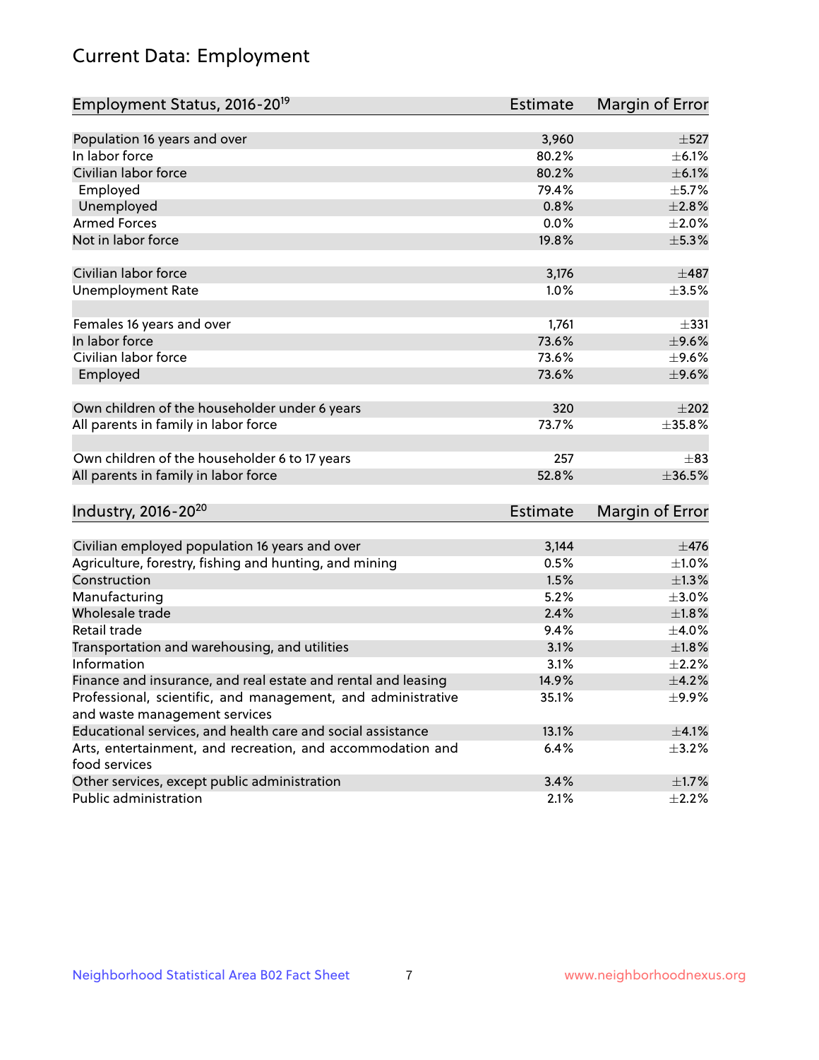# Current Data: Employment

| Employment Status, 2016-20[19] | Estimate | Margin of Error |
|---|---|---|
| Population 16 years and over | 3,960 | ±527 |
| In labor force | 80.2% | ±6.1% |
| Civilian labor force | 80.2% | ±6.1% |
| Employed | 79.4% | ±5.7% |
| Unemployed | 0.8% | ±2.8% |
| Armed Forces | 0.0% | ±2.0% |
| Not in labor force | 19.8% | ±5.3% |
| | | |
| Civilian labor force | 3,176 | ±487 |
| Unemployment Rate | 1.0% | ±3.5% |
| | | |
| Females 16 years and over | 1,761 | ±331 |
| In labor force | 73.6% | ±9.6% |
| Civilian labor force | 73.6% | ±9.6% |
| Employed | 73.6% | ±9.6% |
| | | |
| Own children of the householder under 6 years | 320 | ±202 |
| All parents in family in labor force | 73.7% | ±35.8% |
| | | |
| Own children of the householder 6 to 17 years | 257 | ±83 |
| All parents in family in labor force | 52.8% | ±36.5% |

| Industry, 2016-20[20] | Estimate | Margin of Error |
|---|---|---|
| Civilian employed population 16 years and over | 3,144 | ±476 |
| Agriculture, forestry, fishing and hunting, and mining | 0.5% | ±1.0% |
| Construction | 1.5% | ±1.3% |
| Manufacturing | 5.2% | ±3.0% |
| Wholesale trade | 2.4% | ±1.8% |
| Retail trade | 9.4% | ±4.0% |
| Transportation and warehousing, and utilities | 3.1% | ±1.8% |
| Information | 3.1% | ±2.2% |
| Finance and insurance, and real estate and rental and leasing | 14.9% | ±4.2% |
| Professional, scientific, and management, and administrative and waste management services | 35.1% | ±9.9% |
| Educational services, and health care and social assistance | 13.1% | ±4.1% |
| Arts, entertainment, and recreation, and accommodation and food services | 6.4% | ±3.2% |
| Other services, except public administration | 3.4% | ±1.7% |
| Public administration | 2.1% | ±2.2% |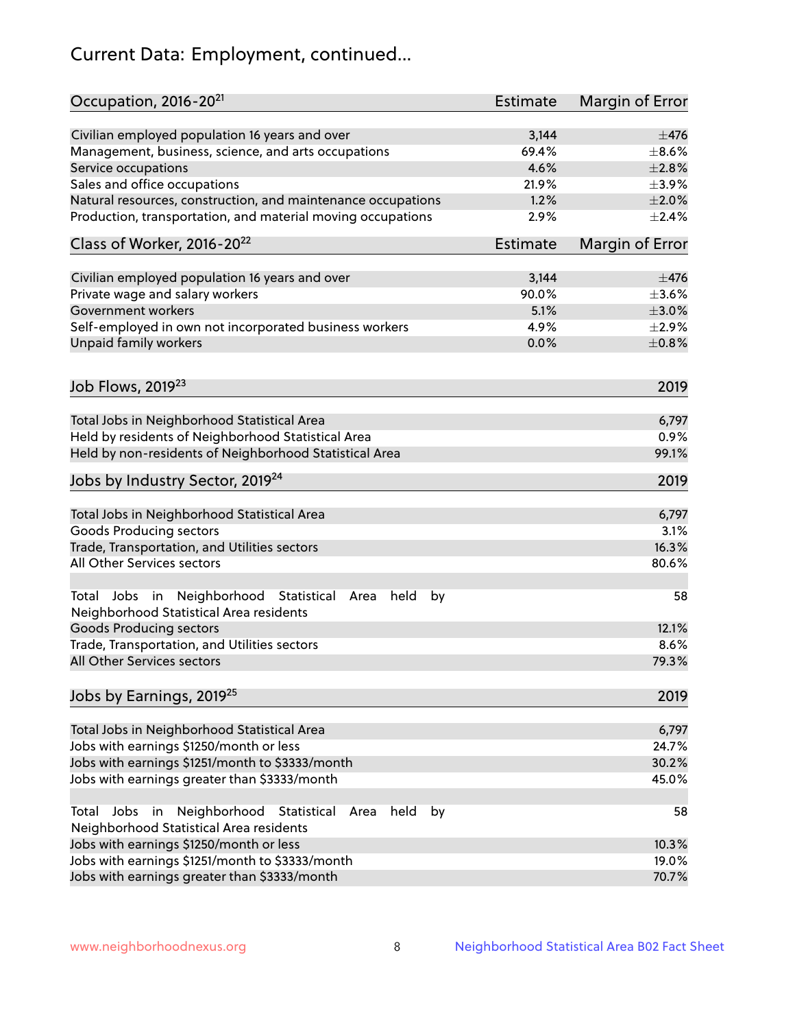# Current Data: Employment, continued...

| Occupation, 2016-20[21] | Estimate | Margin of Error |
|---|---|---|
| Civilian employed population 16 years and over | 3,144 | ±476 |
| Management, business, science, and arts occupations | 69.4% | ±8.6% |
| Service occupations | 4.6% | ±2.8% |
| Sales and office occupations | 21.9% | ±3.9% |
| Natural resources, construction, and maintenance occupations | 1.2% | ±2.0% |
| Production, transportation, and material moving occupations | 2.9% | ±2.4% |

| Class of Worker, 2016-20[22] | Estimate | Margin of Error |
|---|---|---|
| Civilian employed population 16 years and over | 3,144 | ±476 |
| Private wage and salary workers | 90.0% | ±3.6% |
| Government workers | 5.1% | ±3.0% |
| Self-employed in own not incorporated business workers | 4.9% | ±2.9% |
| Unpaid family workers | 0.0% | ±0.8% |

| Job Flows, 2019[23] | 2019 |
|---|---|
| Total Jobs in Neighborhood Statistical Area | 6,797 |
| Held by residents of Neighborhood Statistical Area | 0.9% |
| Held by non-residents of Neighborhood Statistical Area | 99.1% |

| Jobs by Industry Sector, 2019[24] | 2019 |
|---|---|
| Total Jobs in Neighborhood Statistical Area | 6,797 |
| Goods Producing sectors | 3.1% |
| Trade, Transportation, and Utilities sectors | 16.3% |
| All Other Services sectors | 80.6% |
| | |
| Total Jobs in Neighborhood Statistical Area held by Neighborhood Statistical Area residents | 58 |
| Goods Producing sectors | 12.1% |
| Trade, Transportation, and Utilities sectors | 8.6% |
| All Other Services sectors | 79.3% |

| Jobs by Earnings, 2019[25] | 2019 |
|---|---|
| Total Jobs in Neighborhood Statistical Area | 6,797 |
| Jobs with earnings $1250/month or less | 24.7% |
| Jobs with earnings $1251/month to $3333/month | 30.2% |
| Jobs with earnings greater than $3333/month | 45.0% |
| | |
| Total Jobs in Neighborhood Statistical Area held by Neighborhood Statistical Area residents | 58 |
| Jobs with earnings $1250/month or less | 10.3% |
| Jobs with earnings $1251/month to $3333/month | 19.0% |
| Jobs with earnings greater than $3333/month | 70.7% |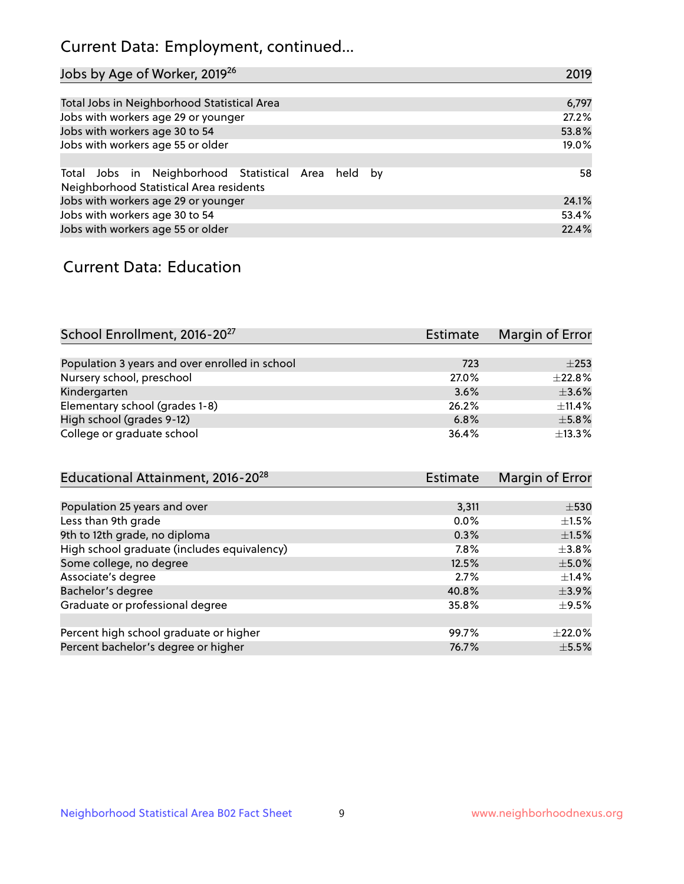## Current Data: Employment, continued...

| Jobs by Age of Worker, 2019[26] | 2019 |
|---|---|
| Total Jobs in Neighborhood Statistical Area | 6,797 |
| Jobs with workers age 29 or younger | 27.2% |
| Jobs with workers age 30 to 54 | 53.8% |
| Jobs with workers age 55 or older | 19.0% |
| | |
| Total Jobs in Neighborhood Statistical Area held by Neighborhood Statistical Area residents | 58 |
| Jobs with workers age 29 or younger | 24.1% |
| Jobs with workers age 30 to 54 | 53.4% |
| Jobs with workers age 55 or older | 22.4% |

## Current Data: Education

| School Enrollment, 2016-20[27] | Estimate | Margin of Error |
|---|---|---|
| Population 3 years and over enrolled in school | 723 | ±253 |
| Nursery school, preschool | 27.0% | ±22.8% |
| Kindergarten | 3.6% | ±3.6% |
| Elementary school (grades 1-8) | 26.2% | ±11.4% |
| High school (grades 9-12) | 6.8% | ±5.8% |
| College or graduate school | 36.4% | ±13.3% |

| Educational Attainment, 2016-20[28] | Estimate | Margin of Error |
|---|---|---|
| Population 25 years and over | 3,311 | ±530 |
| Less than 9th grade | 0.0% | ±1.5% |
| 9th to 12th grade, no diploma | 0.3% | ±1.5% |
| High school graduate (includes equivalency) | 7.8% | ±3.8% |
| Some college, no degree | 12.5% | ±5.0% |
| Associate's degree | 2.7% | ±1.4% |
| Bachelor's degree | 40.8% | ±3.9% |
| Graduate or professional degree | 35.8% | ±9.5% |
| | | |
| Percent high school graduate or higher | 99.7% | ±22.0% |
| Percent bachelor's degree or higher | 76.7% | ±5.5% |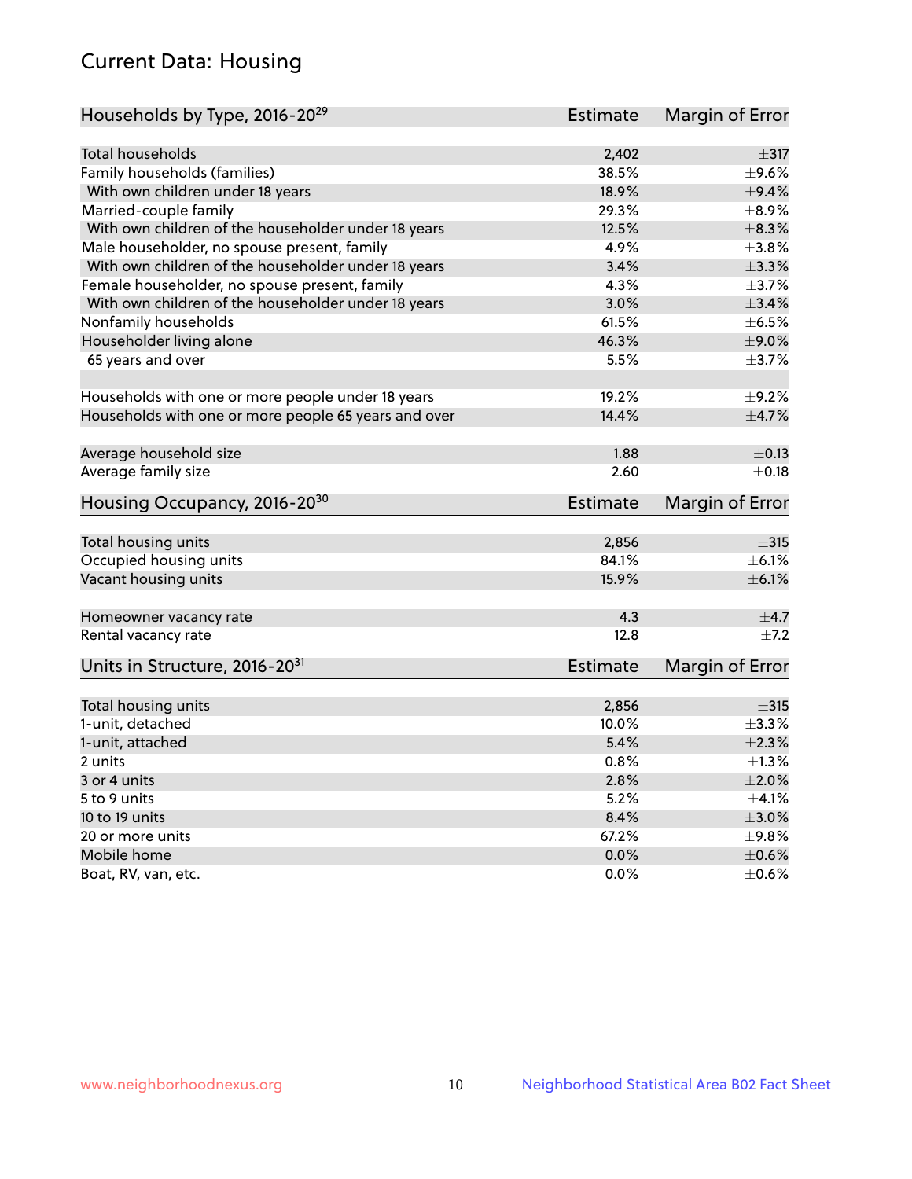## Current Data: Housing

| Households by Type, 2016-20[29] | Estimate | Margin of Error |
|---|---|---|
| Total households | 2,402 | ±317 |
| Family households (families) | 38.5% | ±9.6% |
| With own children under 18 years | 18.9% | ±9.4% |
| Married-couple family | 29.3% | ±8.9% |
| With own children of the householder under 18 years | 12.5% | ±8.3% |
| Male householder, no spouse present, family | 4.9% | ±3.8% |
| With own children of the householder under 18 years | 3.4% | ±3.3% |
| Female householder, no spouse present, family | 4.3% | ±3.7% |
| With own children of the householder under 18 years | 3.0% | ±3.4% |
| Nonfamily households | 61.5% | ±6.5% |
| Householder living alone | 46.3% | ±9.0% |
| 65 years and over | 5.5% | ±3.7% |
| Households with one or more people under 18 years | 19.2% | ±9.2% |
| Households with one or more people 65 years and over | 14.4% | ±4.7% |
| Average household size | 1.88 | ±0.13 |
| Average family size | 2.60 | ±0.18 |

| Housing Occupancy, 2016-20[30] | Estimate | Margin of Error |
|---|---|---|
| Total housing units | 2,856 | ±315 |
| Occupied housing units | 84.1% | ±6.1% |
| Vacant housing units | 15.9% | ±6.1% |
| Homeowner vacancy rate | 4.3 | ±4.7 |
| Rental vacancy rate | 12.8 | ±7.2 |

| Units in Structure, 2016-20[31] | Estimate | Margin of Error |
|---|---|---|
| Total housing units | 2,856 | ±315 |
| 1-unit, detached | 10.0% | ±3.3% |
| 1-unit, attached | 5.4% | ±2.3% |
| 2 units | 0.8% | ±1.3% |
| 3 or 4 units | 2.8% | ±2.0% |
| 5 to 9 units | 5.2% | ±4.1% |
| 10 to 19 units | 8.4% | ±3.0% |
| 20 or more units | 67.2% | ±9.8% |
| Mobile home | 0.0% | ±0.6% |
| Boat, RV, van, etc. | 0.0% | ±0.6% |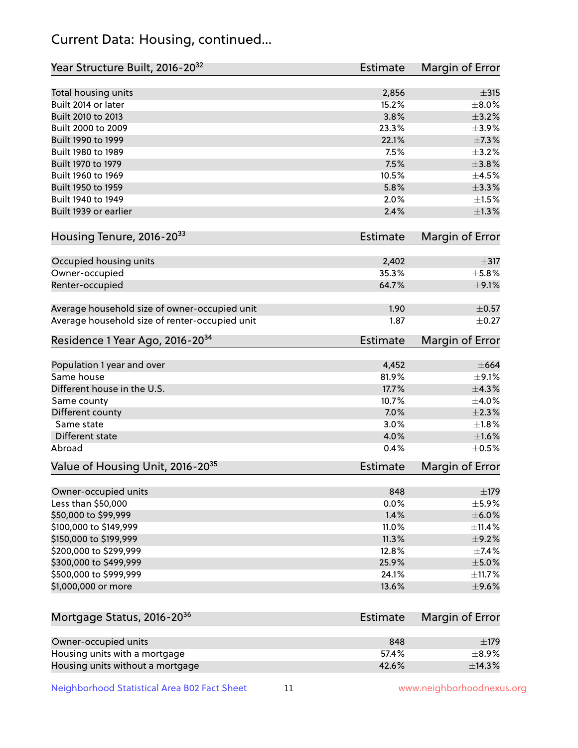## Current Data: Housing, continued...

| Year Structure Built, 2016-20[32] | Estimate | Margin of Error |
|---|---|---|
| Total housing units | 2,856 | ±315 |
| Built 2014 or later | 15.2% | ±8.0% |
| Built 2010 to 2013 | 3.8% | ±3.2% |
| Built 2000 to 2009 | 23.3% | ±3.9% |
| Built 1990 to 1999 | 22.1% | ±7.3% |
| Built 1980 to 1989 | 7.5% | ±3.2% |
| Built 1970 to 1979 | 7.5% | ±3.8% |
| Built 1960 to 1969 | 10.5% | ±4.5% |
| Built 1950 to 1959 | 5.8% | ±3.3% |
| Built 1940 to 1949 | 2.0% | ±1.5% |
| Built 1939 or earlier | 2.4% | ±1.3% |

| Housing Tenure, 2016-20[33] | Estimate | Margin of Error |
|---|---|---|
| Occupied housing units | 2,402 | ±317 |
| Owner-occupied | 35.3% | ±5.8% |
| Renter-occupied | 64.7% | ±9.1% |
| Average household size of owner-occupied unit | 1.90 | ±0.57 |
| Average household size of renter-occupied unit | 1.87 | ±0.27 |

| Residence 1 Year Ago, 2016-20[34] | Estimate | Margin of Error |
|---|---|---|
| Population 1 year and over | 4,452 | ±664 |
| Same house | 81.9% | ±9.1% |
| Different house in the U.S. | 17.7% | ±4.3% |
| Same county | 10.7% | ±4.0% |
| Different county | 7.0% | ±2.3% |
| Same state | 3.0% | ±1.8% |
| Different state | 4.0% | ±1.6% |
| Abroad | 0.4% | ±0.5% |

| Value of Housing Unit, 2016-20[35] | Estimate | Margin of Error |
|---|---|---|
| Owner-occupied units | 848 | ±179 |
| Less than $50,000 | 0.0% | ±5.9% |
| $50,000 to $99,999 | 1.4% | ±6.0% |
| $100,000 to $149,999 | 11.0% | ±11.4% |
| $150,000 to $199,999 | 11.3% | ±9.2% |
| $200,000 to $299,999 | 12.8% | ±7.4% |
| $300,000 to $499,999 | 25.9% | ±5.0% |
| $500,000 to $999,999 | 24.1% | ±11.7% |
| $1,000,000 or more | 13.6% | ±9.6% |

| Mortgage Status, 2016-20[36] | Estimate | Margin of Error |
|---|---|---|
| Owner-occupied units | 848 | ±179 |
| Housing units with a mortgage | 57.4% | ±8.9% |
| Housing units without a mortgage | 42.6% | ±14.3% |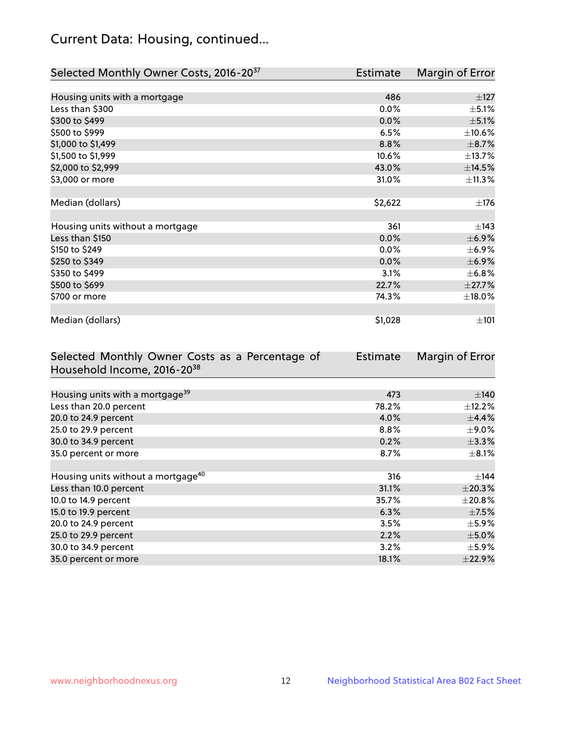## Current Data: Housing, continued...

| Selected Monthly Owner Costs, 2016-20[37] | Estimate | Margin of Error |
|---|---|---|
| Housing units with a mortgage | 486 | ±127 |
| Less than $300 | 0.0% | ±5.1% |
| $300 to $499 | 0.0% | ±5.1% |
| $500 to $999 | 6.5% | ±10.6% |
| $1,000 to $1,499 | 8.8% | ±8.7% |
| $1,500 to $1,999 | 10.6% | ±13.7% |
| $2,000 to $2,999 | 43.0% | ±14.5% |
| $3,000 or more | 31.0% | ±11.3% |
| | | |
| Median (dollars) | $2,622 | ±176 |
| | | |
| Housing units without a mortgage | 361 | ±143 |
| Less than $150 | 0.0% | ±6.9% |
| $150 to $249 | 0.0% | ±6.9% |
| $250 to $349 | 0.0% | ±6.9% |
| $350 to $499 | 3.1% | ±6.8% |
| $500 to $699 | 22.7% | ±27.7% |
| $700 or more | 74.3% | ±18.0% |
| | | |
| Median (dollars) | $1,028 | ±101 |

| Selected Monthly Owner Costs as a Percentage of Household Income, 2016-20[38] | Estimate | Margin of Error |
|---|---|---|
| Housing units with a mortgage[39] | 473 | ±140 |
| Less than 20.0 percent | 78.2% | ±12.2% |
| 20.0 to 24.9 percent | 4.0% | ±4.4% |
| 25.0 to 29.9 percent | 8.8% | ±9.0% |
| 30.0 to 34.9 percent | 0.2% | ±3.3% |
| 35.0 percent or more | 8.7% | ±8.1% |
| | | |
| Housing units without a mortgage[40] | 316 | ±144 |
| Less than 10.0 percent | 31.1% | ±20.3% |
| 10.0 to 14.9 percent | 35.7% | ±20.8% |
| 15.0 to 19.9 percent | 6.3% | ±7.5% |
| 20.0 to 24.9 percent | 3.5% | ±5.9% |
| 25.0 to 29.9 percent | 2.2% | ±5.0% |
| 30.0 to 34.9 percent | 3.2% | ±5.9% |
| 35.0 percent or more | 18.1% | ±22.9% |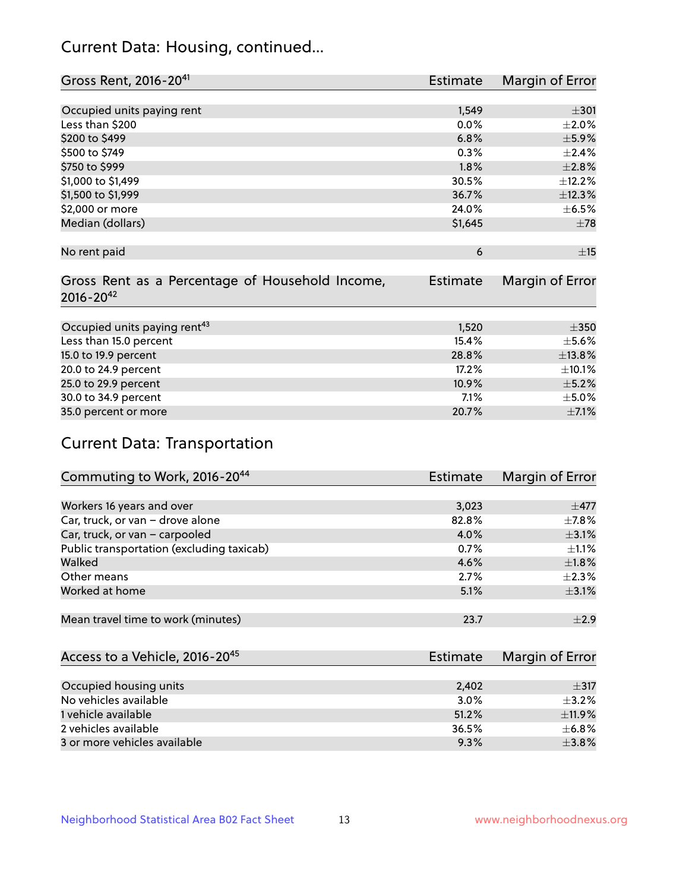## Current Data: Housing, continued...

| Gross Rent, 2016-20[41] | Estimate | Margin of Error |
|---|---|---|
| Occupied units paying rent | 1,549 | ±301 |
| Less than $200 | 0.0% | ±2.0% |
| $200 to $499 | 6.8% | ±5.9% |
| $500 to $749 | 0.3% | ±2.4% |
| $750 to $999 | 1.8% | ±2.8% |
| $1,000 to $1,499 | 30.5% | ±12.2% |
| $1,500 to $1,999 | 36.7% | ±12.3% |
| $2,000 or more | 24.0% | ±6.5% |
| Median (dollars) | $1,645 | ±78 |
| No rent paid | 6 | ±15 |

| Gross Rent as a Percentage of Household Income, 2016-20[42] | Estimate | Margin of Error |
|---|---|---|
| Occupied units paying rent[43] | 1,520 | ±350 |
| Less than 15.0 percent | 15.4% | ±5.6% |
| 15.0 to 19.9 percent | 28.8% | ±13.8% |
| 20.0 to 24.9 percent | 17.2% | ±10.1% |
| 25.0 to 29.9 percent | 10.9% | ±5.2% |
| 30.0 to 34.9 percent | 7.1% | ±5.0% |
| 35.0 percent or more | 20.7% | ±7.1% |

## Current Data: Transportation

| Commuting to Work, 2016-20[44] | Estimate | Margin of Error |
|---|---|---|
| Workers 16 years and over | 3,023 | ±477 |
| Car, truck, or van – drove alone | 82.8% | ±7.8% |
| Car, truck, or van – carpooled | 4.0% | ±3.1% |
| Public transportation (excluding taxicab) | 0.7% | ±1.1% |
| Walked | 4.6% | ±1.8% |
| Other means | 2.7% | ±2.3% |
| Worked at home | 5.1% | ±3.1% |
| Mean travel time to work (minutes) | 23.7 | ±2.9 |

| Access to a Vehicle, 2016-20[45] | Estimate | Margin of Error |
|---|---|---|
| Occupied housing units | 2,402 | ±317 |
| No vehicles available | 3.0% | ±3.2% |
| 1 vehicle available | 51.2% | ±11.9% |
| 2 vehicles available | 36.5% | ±6.8% |
| 3 or more vehicles available | 9.3% | ±3.8% |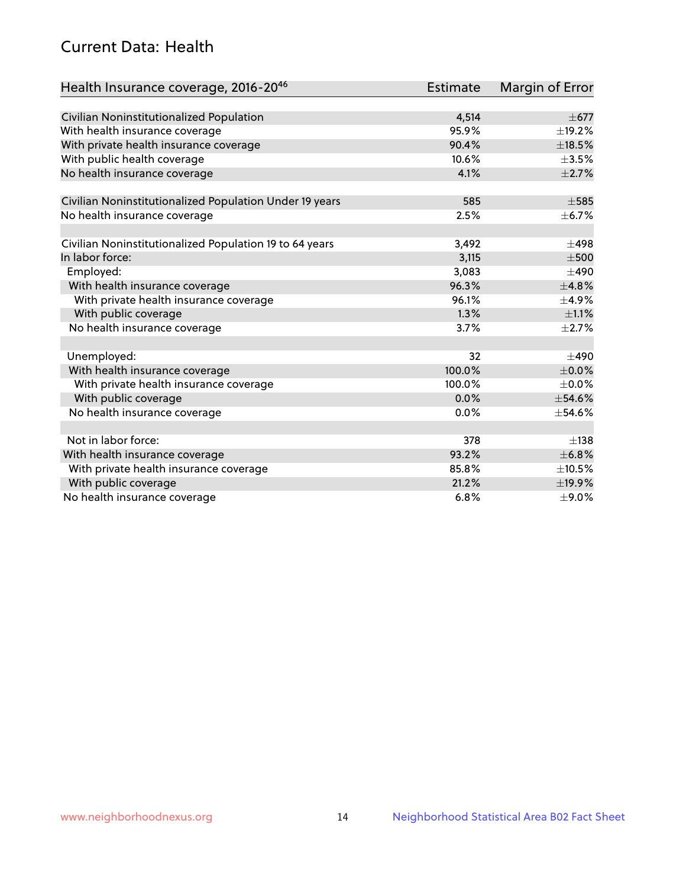## Current Data: Health

| Health Insurance coverage, 2016-20[46] | Estimate | Margin of Error |
|---|---|---|
| Civilian Noninstitutionalized Population | 4,514 | ±677 |
| With health insurance coverage | 95.9% | ±19.2% |
| With private health insurance coverage | 90.4% | ±18.5% |
| With public health coverage | 10.6% | ±3.5% |
| No health insurance coverage | 4.1% | ±2.7% |
| | | |
| Civilian Noninstitutionalized Population Under 19 years | 585 | ±585 |
| No health insurance coverage | 2.5% | ±6.7% |
| | | |
| Civilian Noninstitutionalized Population 19 to 64 years | 3,492 | ±498 |
| In labor force: | 3,115 | ±500 |
| Employed: | 3,083 | ±490 |
| With health insurance coverage | 96.3% | ±4.8% |
| With private health insurance coverage | 96.1% | ±4.9% |
| With public coverage | 1.3% | ±1.1% |
| No health insurance coverage | 3.7% | ±2.7% |
| | | |
| Unemployed: | 32 | ±490 |
| With health insurance coverage | 100.0% | ±0.0% |
| With private health insurance coverage | 100.0% | ±0.0% |
| With public coverage | 0.0% | ±54.6% |
| No health insurance coverage | 0.0% | ±54.6% |
| | | |
| Not in labor force: | 378 | ±138 |
| With health insurance coverage | 93.2% | ±6.8% |
| With private health insurance coverage | 85.8% | ±10.5% |
| With public coverage | 21.2% | ±19.9% |
| No health insurance coverage | 6.8% | ±9.0% |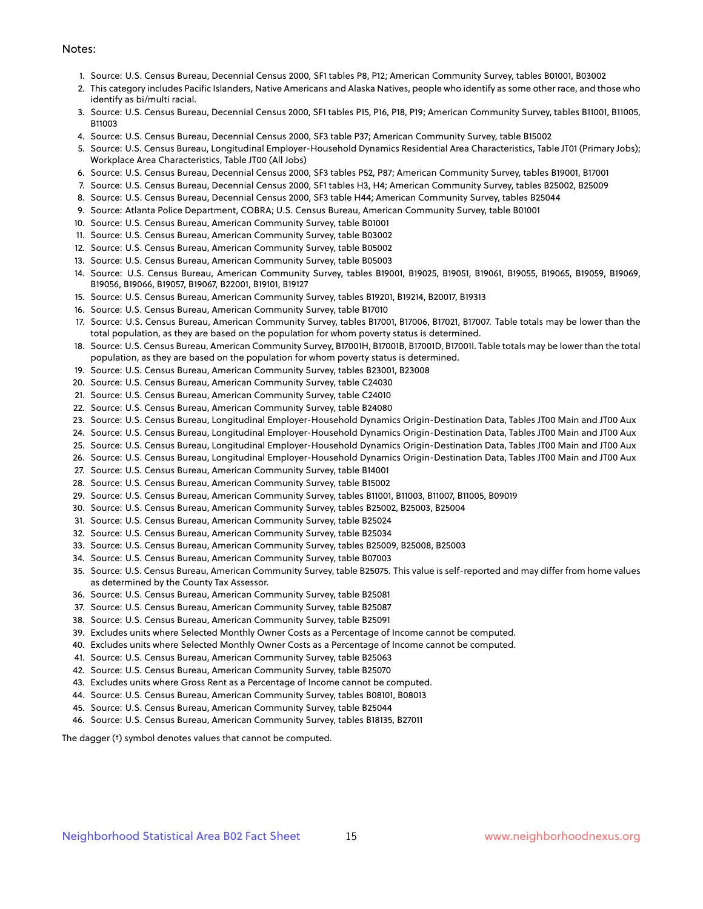Notes:

1. Source: U.S. Census Bureau, Decennial Census 2000, SF1 tables P8, P12; American Community Survey, tables B01001, B03002
2. This category includes Pacific Islanders, Native Americans and Alaska Natives, people who identify as some other race, and those who identify as bi/multi racial.
3. Source: U.S. Census Bureau, Decennial Census 2000, SF1 tables P15, P16, P18, P19; American Community Survey, tables B11001, B11005, B11003
4. Source: U.S. Census Bureau, Decennial Census 2000, SF3 table P37; American Community Survey, table B15002
5. Source: U.S. Census Bureau, Longitudinal Employer-Household Dynamics Residential Area Characteristics, Table JT01 (Primary Jobs); Workplace Area Characteristics, Table JT00 (All Jobs)
6. Source: U.S. Census Bureau, Decennial Census 2000, SF3 tables P52, P87; American Community Survey, tables B19001, B17001
7. Source: U.S. Census Bureau, Decennial Census 2000, SF1 tables H3, H4; American Community Survey, tables B25002, B25009
8. Source: U.S. Census Bureau, Decennial Census 2000, SF3 table H44; American Community Survey, tables B25044
9. Source: Atlanta Police Department, COBRA; U.S. Census Bureau, American Community Survey, table B01001
10. Source: U.S. Census Bureau, American Community Survey, table B01001
11. Source: U.S. Census Bureau, American Community Survey, table B03002
12. Source: U.S. Census Bureau, American Community Survey, table B05002
13. Source: U.S. Census Bureau, American Community Survey, table B05003
14. Source: U.S. Census Bureau, American Community Survey, tables B19001, B19025, B19051, B19061, B19055, B19065, B19059, B19069, B19056, B19066, B19057, B19067, B22001, B19101, B19127
15. Source: U.S. Census Bureau, American Community Survey, tables B19201, B19214, B20017, B19313
16. Source: U.S. Census Bureau, American Community Survey, table B17010
17. Source: U.S. Census Bureau, American Community Survey, tables B17001, B17006, B17021, B17007. Table totals may be lower than the total population, as they are based on the population for whom poverty status is determined.
18. Source: U.S. Census Bureau, American Community Survey, B17001H, B17001B, B17001D, B17001I. Table totals may be lower than the total population, as they are based on the population for whom poverty status is determined.
19. Source: U.S. Census Bureau, American Community Survey, tables B23001, B23008
20. Source: U.S. Census Bureau, American Community Survey, table C24030
21. Source: U.S. Census Bureau, American Community Survey, table C24010
22. Source: U.S. Census Bureau, American Community Survey, table B24080
23. Source: U.S. Census Bureau, Longitudinal Employer-Household Dynamics Origin-Destination Data, Tables JT00 Main and JT00 Aux
24. Source: U.S. Census Bureau, Longitudinal Employer-Household Dynamics Origin-Destination Data, Tables JT00 Main and JT00 Aux
25. Source: U.S. Census Bureau, Longitudinal Employer-Household Dynamics Origin-Destination Data, Tables JT00 Main and JT00 Aux
26. Source: U.S. Census Bureau, Longitudinal Employer-Household Dynamics Origin-Destination Data, Tables JT00 Main and JT00 Aux
27. Source: U.S. Census Bureau, American Community Survey, table B14001
28. Source: U.S. Census Bureau, American Community Survey, table B15002
29. Source: U.S. Census Bureau, American Community Survey, tables B11001, B11003, B11007, B11005, B09019
30. Source: U.S. Census Bureau, American Community Survey, tables B25002, B25003, B25004
31. Source: U.S. Census Bureau, American Community Survey, table B25024
32. Source: U.S. Census Bureau, American Community Survey, table B25034
33. Source: U.S. Census Bureau, American Community Survey, tables B25009, B25008, B25003
34. Source: U.S. Census Bureau, American Community Survey, table B07003
35. Source: U.S. Census Bureau, American Community Survey, table B25075. This value is self-reported and may differ from home values as determined by the County Tax Assessor.
36. Source: U.S. Census Bureau, American Community Survey, table B25081
37. Source: U.S. Census Bureau, American Community Survey, table B25087
38. Source: U.S. Census Bureau, American Community Survey, table B25091
39. Excludes units where Selected Monthly Owner Costs as a Percentage of Income cannot be computed.
40. Excludes units where Selected Monthly Owner Costs as a Percentage of Income cannot be computed.
41. Source: U.S. Census Bureau, American Community Survey, table B25063
42. Source: U.S. Census Bureau, American Community Survey, table B25070
43. Excludes units where Gross Rent as a Percentage of Income cannot be computed.
44. Source: U.S. Census Bureau, American Community Survey, tables B08101, B08013
45. Source: U.S. Census Bureau, American Community Survey, table B25044
46. Source: U.S. Census Bureau, American Community Survey, tables B18135, B27011

The dagger (†) symbol denotes values that cannot be computed.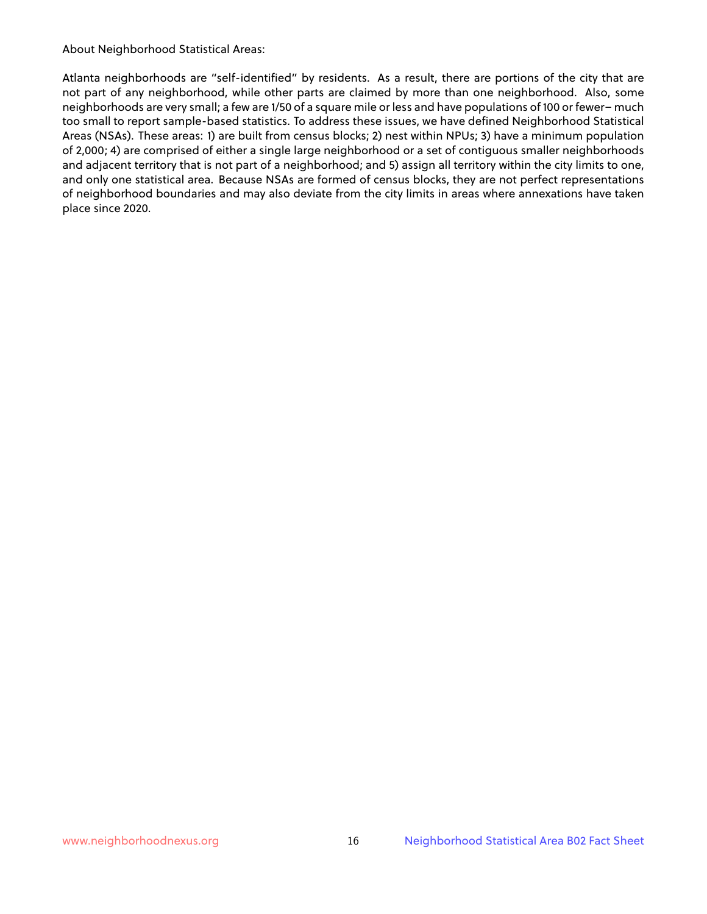About Neighborhood Statistical Areas:

Atlanta neighborhoods are "self-identified" by residents. As a result, there are portions of the city that are not part of any neighborhood, while other parts are claimed by more than one neighborhood. Also, some neighborhoods are very small; a few are 1/50 of a square mile or less and have populations of 100 or fewer– much too small to report sample-based statistics. To address these issues, we have defined Neighborhood Statistical Areas (NSAs). These areas: 1) are built from census blocks; 2) nest within NPUs; 3) have a minimum population of 2,000; 4) are comprised of either a single large neighborhood or a set of contiguous smaller neighborhoods and adjacent territory that is not part of a neighborhood; and 5) assign all territory within the city limits to one, and only one statistical area. Because NSAs are formed of census blocks, they are not perfect representations of neighborhood boundaries and may also deviate from the city limits in areas where annexations have taken place since 2020.